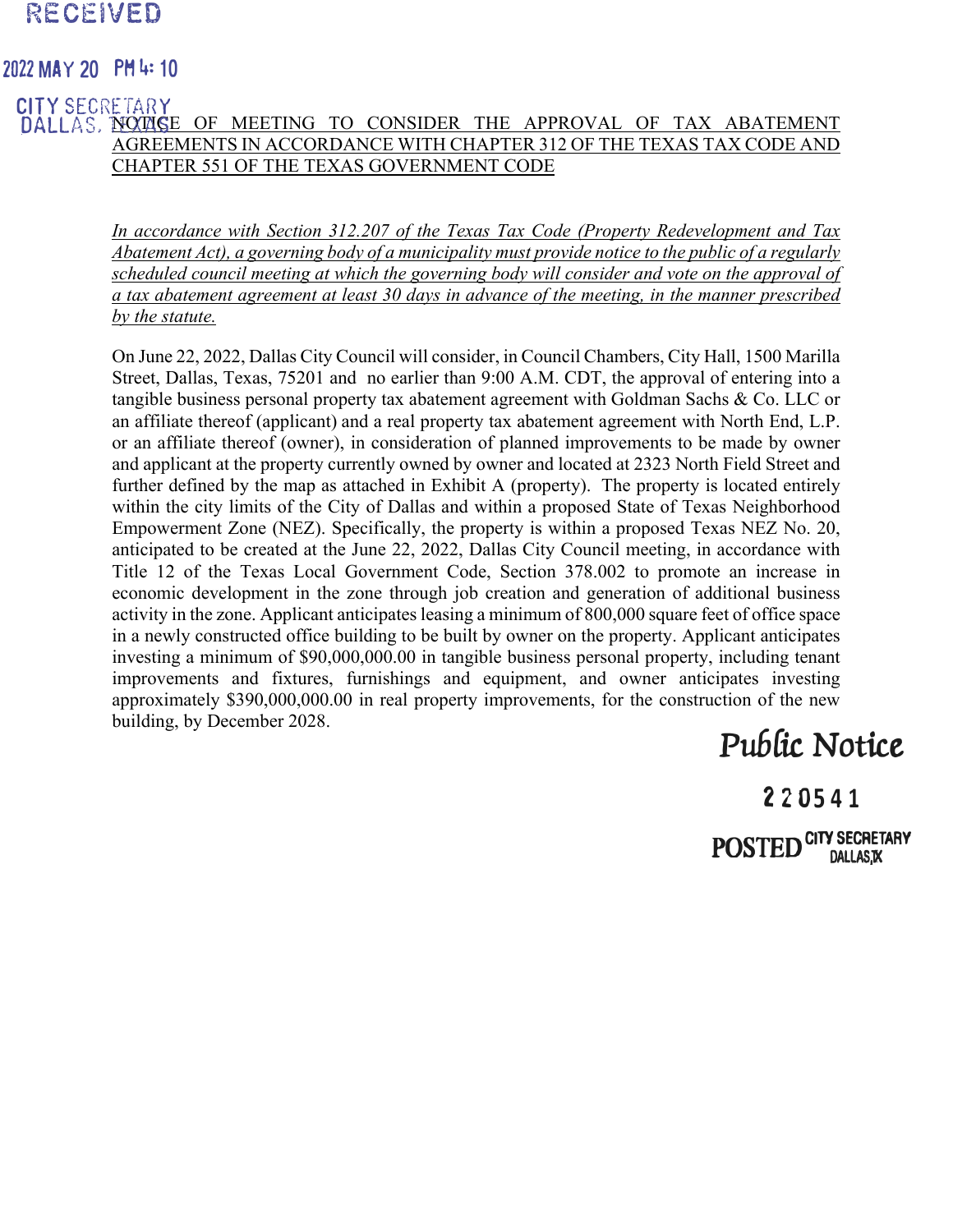RECEIVED

2022 MAY 20 PM 4:10

CITY SECRETARY
DALLAS, TEXAS

# NOTICE OF MEETING TO CONSIDER THE APPROVAL OF TAX ABATEMENT AGREEMENTS IN ACCORDANCE WITH CHAPTER 312 OF THE TEXAS TAX CODE AND CHAPTER 551 OF THE TEXAS GOVERNMENT CODE

*In accordance with Section 312.207 of the Texas Tax Code (Property Redevelopment and Tax Abatement Act), a governing body of a municipality must provide notice to the public of a regularly scheduled council meeting at which the governing body will consider and vote on the approval of a tax abatement agreement at least 30 days in advance of the meeting, in the manner prescribed by the statute.*

On June 22, 2022, Dallas City Council will consider, in Council Chambers, City Hall, 1500 Marilla Street, Dallas, Texas, 75201 and no earlier than 9:00 A.M. CDT, the approval of entering into a tangible business personal property tax abatement agreement with Goldman Sachs & Co. LLC or an affiliate thereof (applicant) and a real property tax abatement agreement with North End, L.P. or an affiliate thereof (owner), in consideration of planned improvements to be made by owner and applicant at the property currently owned by owner and located at 2323 North Field Street and further defined by the map as attached in Exhibit A (property). The property is located entirely within the city limits of the City of Dallas and within a proposed State of Texas Neighborhood Empowerment Zone (NEZ). Specifically, the property is within a proposed Texas NEZ No. 20, anticipated to be created at the June 22, 2022, Dallas City Council meeting, in accordance with Title 12 of the Texas Local Government Code, Section 378.002 to promote an increase in economic development in the zone through job creation and generation of additional business activity in the zone. Applicant anticipates leasing a minimum of 800,000 square feet of office space in a newly constructed office building to be built by owner on the property. Applicant anticipates investing a minimum of $90,000,000.00 in tangible business personal property, including tenant improvements and fixtures, furnishings and equipment, and owner anticipates investing approximately $390,000,000.00 in real property improvements, for the construction of the new building, by December 2028.

Public Notice

220541

POSTED CITY SECRETARY DALLAS, TX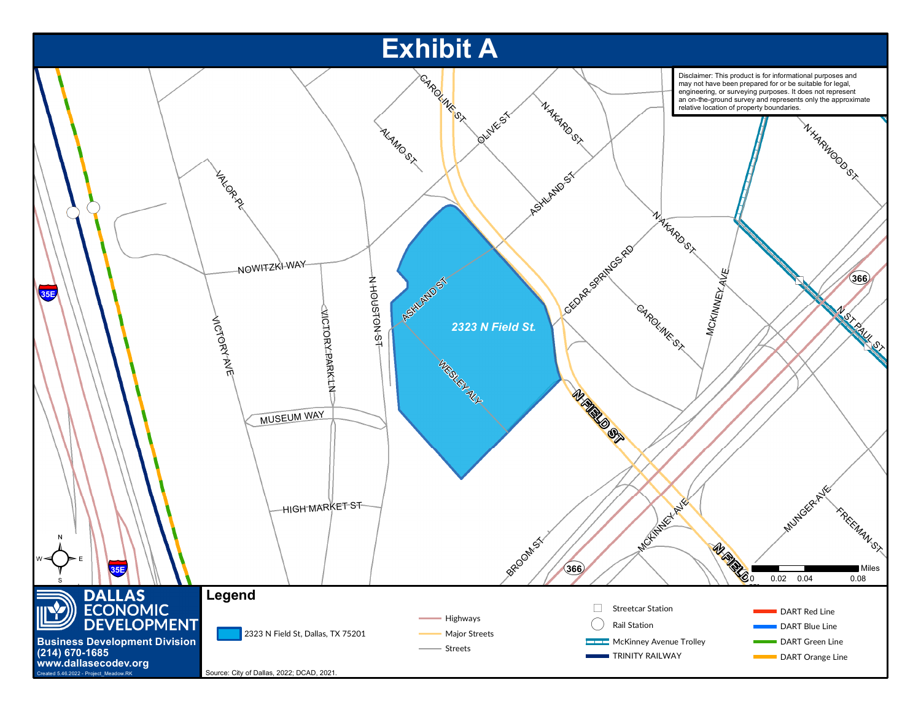# Exhibit A

Disclaimer: This product is for informational purposes and may not have been prepared for or be suitable for legal, engineering, or surveying purposes. It does not represent an on-the-ground survey and represents only the approximate relative location of property boundaries.

2323 N Field St.

CAROLINE ST
ALAMO ST
OLIVE ST
N AKARD ST
ASHLAND ST
N HARWOOD ST
VALOR PL
NOWITZKI WAY
N HOUSTON ST
ASHLAND ST
WESLEY ALY
CEDAR SPRINGS RD
N AKARD ST
CAROLINE ST
MCKINNEY AVE
N ST PAUL ST
366
35E
VICTORY AVE
VICTORY PARK LN
MUSEUM WAY
N FIELD ST
HIGH MARKET ST
BROOM ST
366
MCKINNEY AVE
N FIELD
MUNGER AVE
FREEMAN ST
35E

0 0.02 0.04 0.08 Miles

N
W E
S

DALLAS ECONOMIC DEVELOPMENT
**Business Development Division**
**(214) 670-1685**
**www.dallasecodev.org**
Created 5.46.2022 - Project_Meadow.RK

## Legend

2323 N Field St, Dallas, TX 75201

Highways
Major Streets
Streets

Streetcar Station
Rail Station
McKinney Avenue Trolley
TRINITY RAILWAY

DART Red Line
DART Blue Line
DART Green Line
DART Orange Line

Source: City of Dallas, 2022; DCAD, 2021.